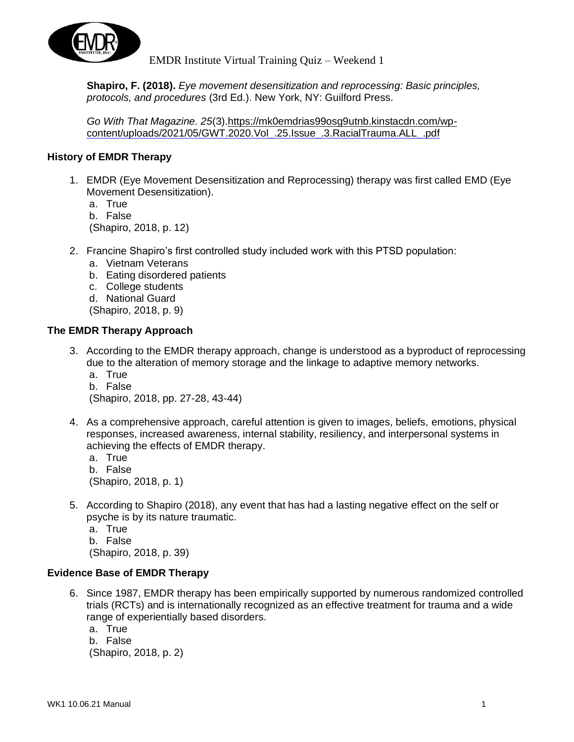EMDR Institute Virtual Training Quiz – Weekend 1

**Shapiro, F. (2018).** *Eye movement desensitization and reprocessing: Basic principles, protocols, and procedures* (3rd Ed.). New York, NY: Guilford Press.

*Go With That Magazine. 25*(3).https://mk0emdrias99osg9utnb.kinstacdn.com/wp-content/uploads/2021/05/GWT.2020.Vol_.25.Issue_.3.RacialTrauma.ALL_.pdf

### History of EMDR Therapy

1. EMDR (Eye Movement Desensitization and Reprocessing) therapy was first called EMD (Eye Movement Desensitization).
   a. True
   b. False
   (Shapiro, 2018, p. 12)

2. Francine Shapiro's first controlled study included work with this PTSD population:
   a. Vietnam Veterans
   b. Eating disordered patients
   c. College students
   d. National Guard
   (Shapiro, 2018, p. 9)

### The EMDR Therapy Approach

3. According to the EMDR therapy approach, change is understood as a byproduct of reprocessing due to the alteration of memory storage and the linkage to adaptive memory networks.
   a. True
   b. False
   (Shapiro, 2018, pp. 27-28, 43-44)

4. As a comprehensive approach, careful attention is given to images, beliefs, emotions, physical responses, increased awareness, internal stability, resiliency, and interpersonal systems in achieving the effects of EMDR therapy.
   a. True
   b. False
   (Shapiro, 2018, p. 1)

5. According to Shapiro (2018), any event that has had a lasting negative effect on the self or psyche is by its nature traumatic.
   a. True
   b. False
   (Shapiro, 2018, p. 39)

### Evidence Base of EMDR Therapy

6. Since 1987, EMDR therapy has been empirically supported by numerous randomized controlled trials (RCTs) and is internationally recognized as an effective treatment for trauma and a wide range of experientially based disorders.
   a. True
   b. False
   (Shapiro, 2018, p. 2)

WK1 10.06.21 Manual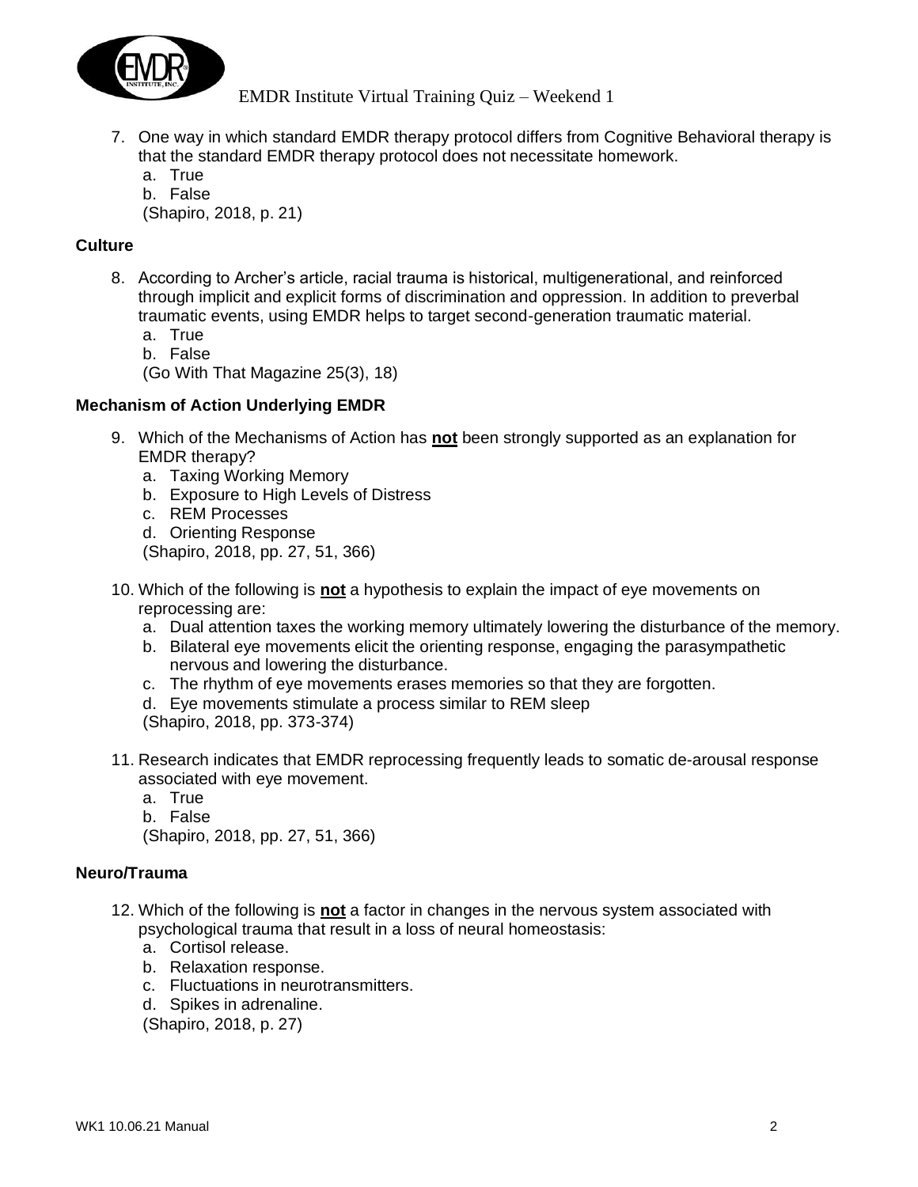7. One way in which standard EMDR therapy protocol differs from Cognitive Behavioral therapy is that the standard EMDR therapy protocol does not necessitate homework.
   a. True
   b. False
   (Shapiro, 2018, p. 21)

**Culture**

8. According to Archer's article, racial trauma is historical, multigenerational, and reinforced through implicit and explicit forms of discrimination and oppression. In addition to preverbal traumatic events, using EMDR helps to target second-generation traumatic material.
   a. True
   b. False
   (Go With That Magazine 25(3), 18)

**Mechanism of Action Underlying EMDR**

9. Which of the Mechanisms of Action has **not** been strongly supported as an explanation for EMDR therapy?
   a. Taxing Working Memory
   b. Exposure to High Levels of Distress
   c. REM Processes
   d. Orienting Response
   (Shapiro, 2018, pp. 27, 51, 366)

10. Which of the following is **not** a hypothesis to explain the impact of eye movements on reprocessing are:
    a. Dual attention taxes the working memory ultimately lowering the disturbance of the memory.
    b. Bilateral eye movements elicit the orienting response, engaging the parasympathetic nervous and lowering the disturbance.
    c. The rhythm of eye movements erases memories so that they are forgotten.
    d. Eye movements stimulate a process similar to REM sleep
    (Shapiro, 2018, pp. 373-374)

11. Research indicates that EMDR reprocessing frequently leads to somatic de-arousal response associated with eye movement.
    a. True
    b. False
    (Shapiro, 2018, pp. 27, 51, 366)

**Neuro/Trauma**

12. Which of the following is **not** a factor in changes in the nervous system associated with psychological trauma that result in a loss of neural homeostasis:
    a. Cortisol release.
    b. Relaxation response.
    c. Fluctuations in neurotransmitters.
    d. Spikes in adrenaline.
    (Shapiro, 2018, p. 27)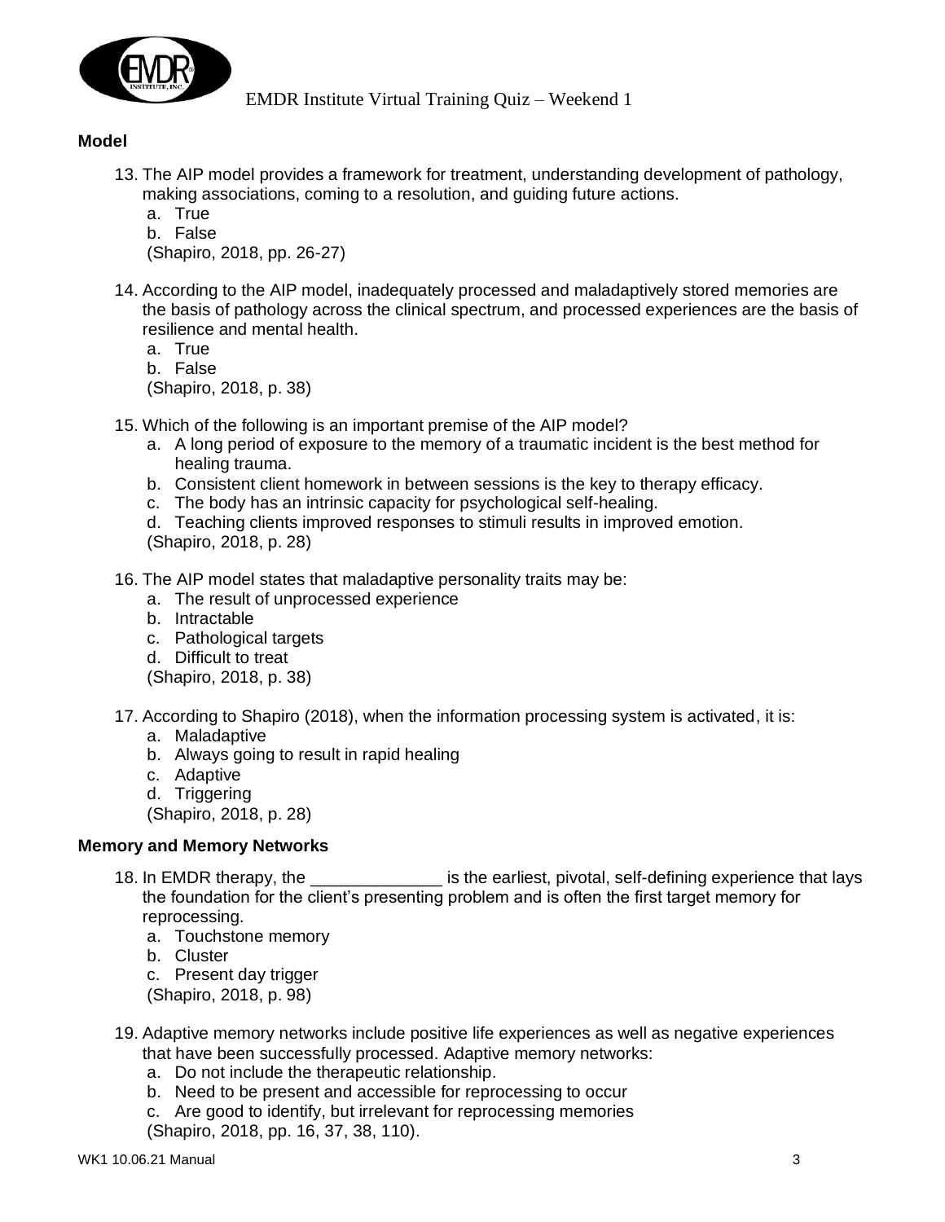## Model

13. The AIP model provides a framework for treatment, understanding development of pathology, making associations, coming to a resolution, and guiding future actions.
    a. True
    b. False
    (Shapiro, 2018, pp. 26-27)

14. According to the AIP model, inadequately processed and maladaptively stored memories are the basis of pathology across the clinical spectrum, and processed experiences are the basis of resilience and mental health.
    a. True
    b. False
    (Shapiro, 2018, p. 38)

15. Which of the following is an important premise of the AIP model?
    a. A long period of exposure to the memory of a traumatic incident is the best method for healing trauma.
    b. Consistent client homework in between sessions is the key to therapy efficacy.
    c. The body has an intrinsic capacity for psychological self-healing.
    d. Teaching clients improved responses to stimuli results in improved emotion.
    (Shapiro, 2018, p. 28)

16. The AIP model states that maladaptive personality traits may be:
    a. The result of unprocessed experience
    b. Intractable
    c. Pathological targets
    d. Difficult to treat
    (Shapiro, 2018, p. 38)

17. According to Shapiro (2018), when the information processing system is activated, it is:
    a. Maladaptive
    b. Always going to result in rapid healing
    c. Adaptive
    d. Triggering
    (Shapiro, 2018, p. 28)

## Memory and Memory Networks

18. In EMDR therapy, the _____________ is the earliest, pivotal, self-defining experience that lays the foundation for the client's presenting problem and is often the first target memory for reprocessing.
    a. Touchstone memory
    b. Cluster
    c. Present day trigger
    (Shapiro, 2018, p. 98)

19. Adaptive memory networks include positive life experiences as well as negative experiences that have been successfully processed. Adaptive memory networks:
    a. Do not include the therapeutic relationship.
    b. Need to be present and accessible for reprocessing to occur
    c. Are good to identify, but irrelevant for reprocessing memories
    (Shapiro, 2018, pp. 16, 37, 38, 110).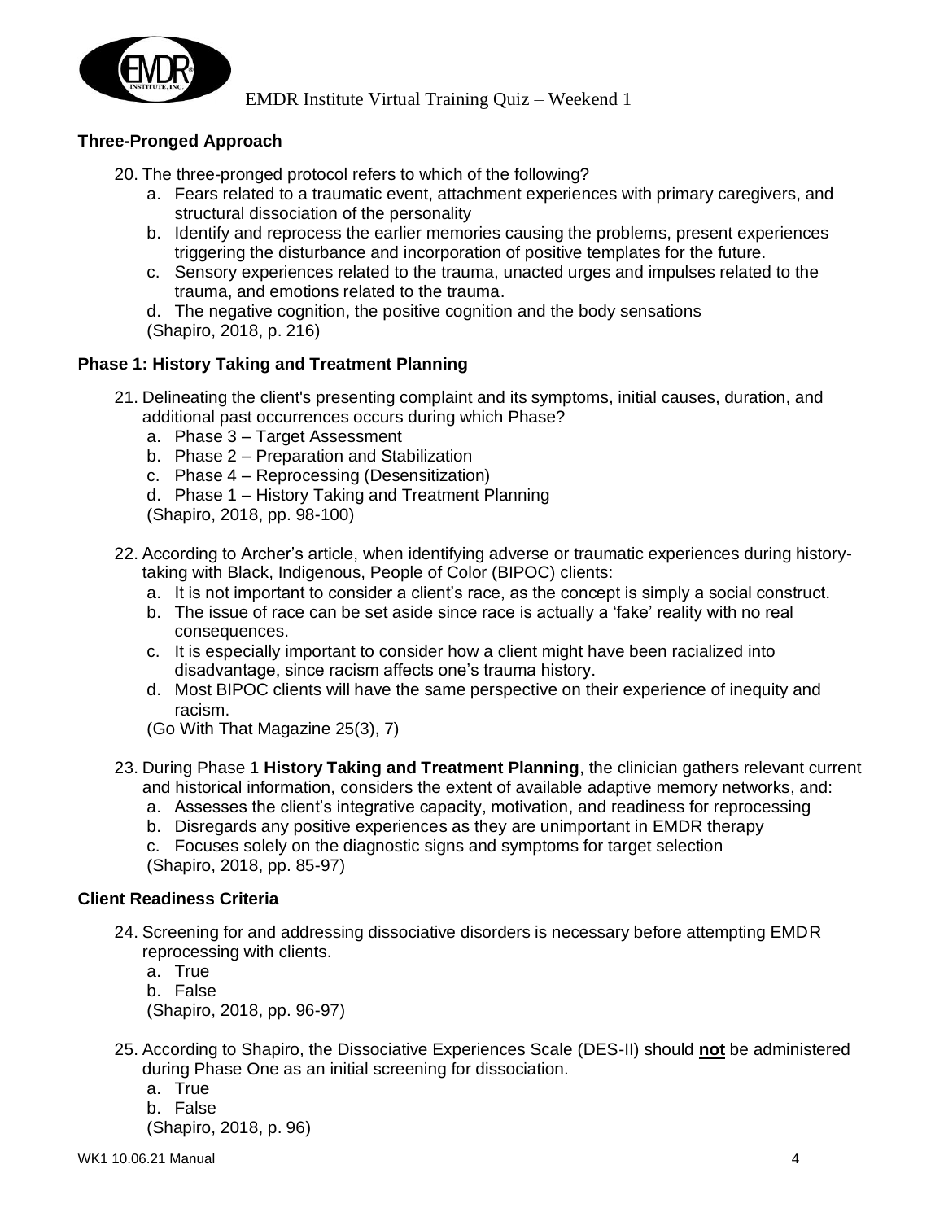### Three-Pronged Approach

20. The three-pronged protocol refers to which of the following?
    a. Fears related to a traumatic event, attachment experiences with primary caregivers, and structural dissociation of the personality
    b. Identify and reprocess the earlier memories causing the problems, present experiences triggering the disturbance and incorporation of positive templates for the future.
    c. Sensory experiences related to the trauma, unacted urges and impulses related to the trauma, and emotions related to the trauma.
    d. The negative cognition, the positive cognition and the body sensations
    (Shapiro, 2018, p. 216)

### Phase 1: History Taking and Treatment Planning

21. Delineating the client's presenting complaint and its symptoms, initial causes, duration, and additional past occurrences occurs during which Phase?
    a. Phase 3 – Target Assessment
    b. Phase 2 – Preparation and Stabilization
    c. Phase 4 – Reprocessing (Desensitization)
    d. Phase 1 – History Taking and Treatment Planning
    (Shapiro, 2018, pp. 98-100)

22. According to Archer's article, when identifying adverse or traumatic experiences during history-taking with Black, Indigenous, People of Color (BIPOC) clients:
    a. It is not important to consider a client's race, as the concept is simply a social construct.
    b. The issue of race can be set aside since race is actually a 'fake' reality with no real consequences.
    c. It is especially important to consider how a client might have been racialized into disadvantage, since racism affects one's trauma history.
    d. Most BIPOC clients will have the same perspective on their experience of inequity and racism.
    (Go With That Magazine 25(3), 7)

23. During Phase 1 **History Taking and Treatment Planning**, the clinician gathers relevant current and historical information, considers the extent of available adaptive memory networks, and:
    a. Assesses the client's integrative capacity, motivation, and readiness for reprocessing
    b. Disregards any positive experiences as they are unimportant in EMDR therapy
    c. Focuses solely on the diagnostic signs and symptoms for target selection
    (Shapiro, 2018, pp. 85-97)

### Client Readiness Criteria

24. Screening for and addressing dissociative disorders is necessary before attempting EMDR reprocessing with clients.
    a. True
    b. False
    (Shapiro, 2018, pp. 96-97)

25. According to Shapiro, the Dissociative Experiences Scale (DES-II) should **not** be administered during Phase One as an initial screening for dissociation.
    a. True
    b. False
    (Shapiro, 2018, p. 96)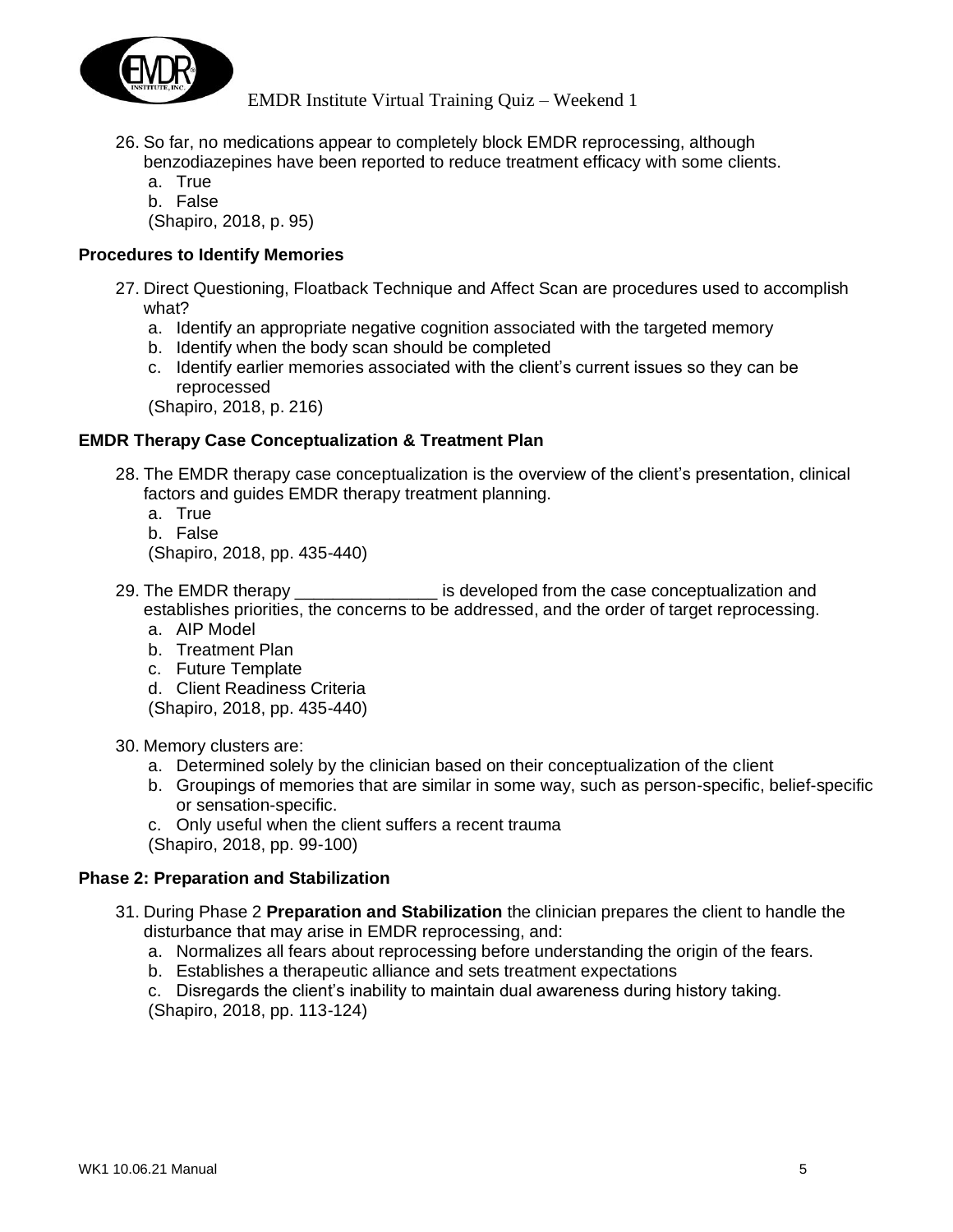26. So far, no medications appear to completely block EMDR reprocessing, although benzodiazepines have been reported to reduce treatment efficacy with some clients.
    a. True
    b. False
    (Shapiro, 2018, p. 95)

**Procedures to Identify Memories**

27. Direct Questioning, Floatback Technique and Affect Scan are procedures used to accomplish what?
    a. Identify an appropriate negative cognition associated with the targeted memory
    b. Identify when the body scan should be completed
    c. Identify earlier memories associated with the client's current issues so they can be reprocessed
    (Shapiro, 2018, p. 216)

**EMDR Therapy Case Conceptualization & Treatment Plan**

28. The EMDR therapy case conceptualization is the overview of the client's presentation, clinical factors and guides EMDR therapy treatment planning.
    a. True
    b. False
    (Shapiro, 2018, pp. 435-440)

29. The EMDR therapy _______________ is developed from the case conceptualization and establishes priorities, the concerns to be addressed, and the order of target reprocessing.
    a. AIP Model
    b. Treatment Plan
    c. Future Template
    d. Client Readiness Criteria
    (Shapiro, 2018, pp. 435-440)

30. Memory clusters are:
    a. Determined solely by the clinician based on their conceptualization of the client
    b. Groupings of memories that are similar in some way, such as person-specific, belief-specific or sensation-specific.
    c. Only useful when the client suffers a recent trauma
    (Shapiro, 2018, pp. 99-100)

**Phase 2: Preparation and Stabilization**

31. During Phase 2 **Preparation and Stabilization** the clinician prepares the client to handle the disturbance that may arise in EMDR reprocessing, and:
    a. Normalizes all fears about reprocessing before understanding the origin of the fears.
    b. Establishes a therapeutic alliance and sets treatment expectations
    c. Disregards the client's inability to maintain dual awareness during history taking.
    (Shapiro, 2018, pp. 113-124)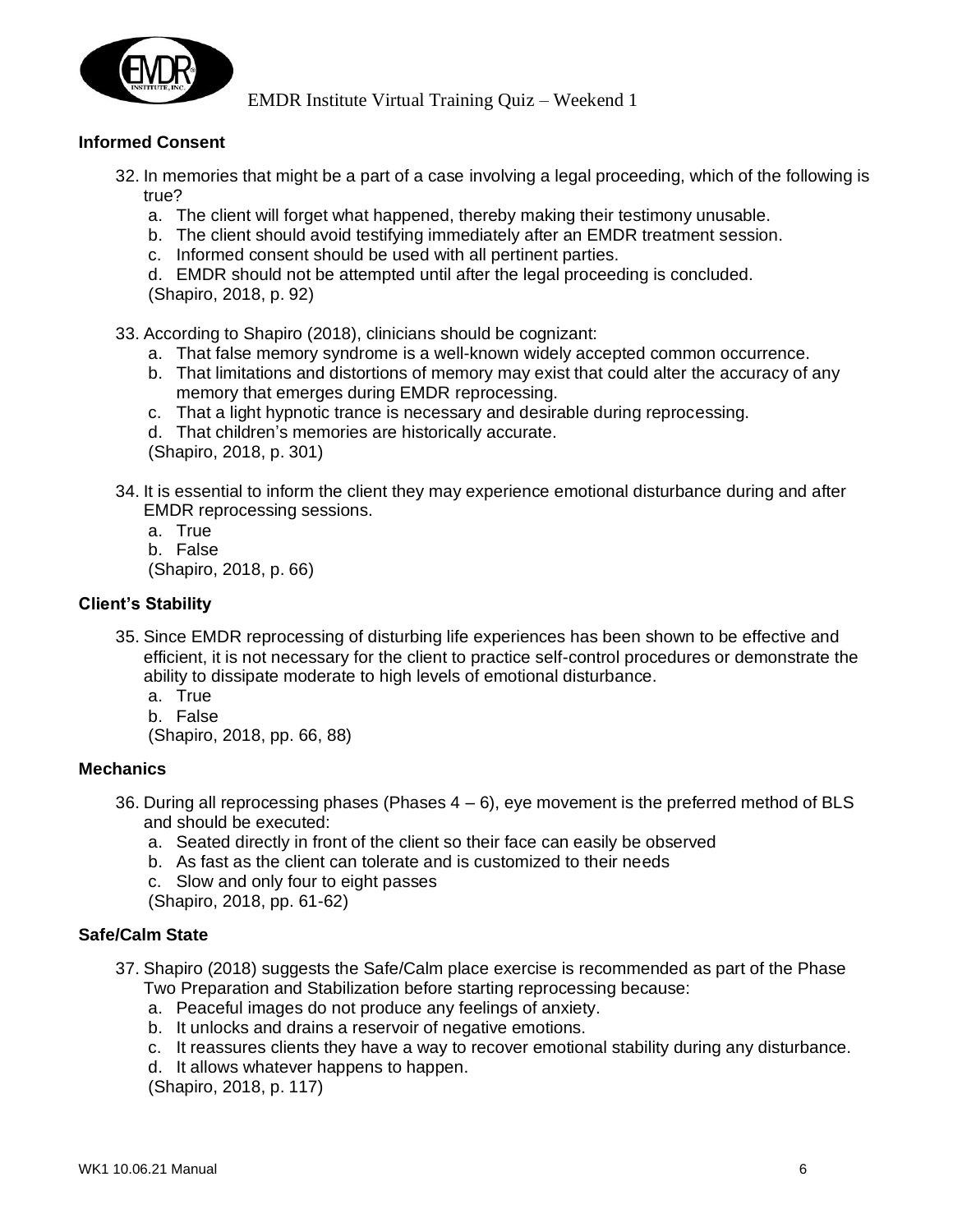### Informed Consent

32. In memories that might be a part of a case involving a legal proceeding, which of the following is true?
    a. The client will forget what happened, thereby making their testimony unusable.
    b. The client should avoid testifying immediately after an EMDR treatment session.
    c. Informed consent should be used with all pertinent parties.
    d. EMDR should not be attempted until after the legal proceeding is concluded.
    (Shapiro, 2018, p. 92)

33. According to Shapiro (2018), clinicians should be cognizant:
    a. That false memory syndrome is a well-known widely accepted common occurrence.
    b. That limitations and distortions of memory may exist that could alter the accuracy of any memory that emerges during EMDR reprocessing.
    c. That a light hypnotic trance is necessary and desirable during reprocessing.
    d. That children's memories are historically accurate.
    (Shapiro, 2018, p. 301)

34. It is essential to inform the client they may experience emotional disturbance during and after EMDR reprocessing sessions.
    a. True
    b. False
    (Shapiro, 2018, p. 66)

### Client's Stability

35. Since EMDR reprocessing of disturbing life experiences has been shown to be effective and efficient, it is not necessary for the client to practice self-control procedures or demonstrate the ability to dissipate moderate to high levels of emotional disturbance.
    a. True
    b. False
    (Shapiro, 2018, pp. 66, 88)

### Mechanics

36. During all reprocessing phases (Phases 4 – 6), eye movement is the preferred method of BLS and should be executed:
    a. Seated directly in front of the client so their face can easily be observed
    b. As fast as the client can tolerate and is customized to their needs
    c. Slow and only four to eight passes
    (Shapiro, 2018, pp. 61-62)

### Safe/Calm State

37. Shapiro (2018) suggests the Safe/Calm place exercise is recommended as part of the Phase Two Preparation and Stabilization before starting reprocessing because:
    a. Peaceful images do not produce any feelings of anxiety.
    b. It unlocks and drains a reservoir of negative emotions.
    c. It reassures clients they have a way to recover emotional stability during any disturbance.
    d. It allows whatever happens to happen.
    (Shapiro, 2018, p. 117)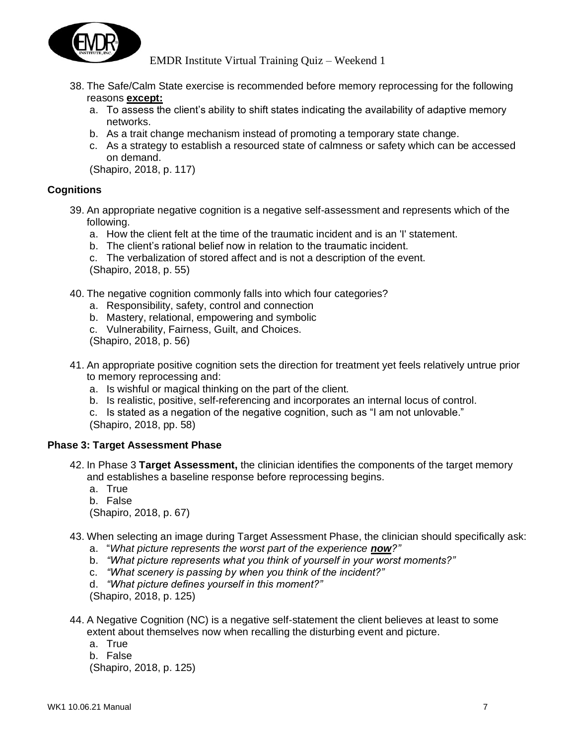38. The Safe/Calm State exercise is recommended before memory reprocessing for the following reasons **except:**
    a. To assess the client's ability to shift states indicating the availability of adaptive memory networks.
    b. As a trait change mechanism instead of promoting a temporary state change.
    c. As a strategy to establish a resourced state of calmness or safety which can be accessed on demand.
    (Shapiro, 2018, p. 117)

## Cognitions

39. An appropriate negative cognition is a negative self-assessment and represents which of the following.
    a. How the client felt at the time of the traumatic incident and is an 'I' statement.
    b. The client's rational belief now in relation to the traumatic incident.
    c. The verbalization of stored affect and is not a description of the event.
    (Shapiro, 2018, p. 55)

40. The negative cognition commonly falls into which four categories?
    a. Responsibility, safety, control and connection
    b. Mastery, relational, empowering and symbolic
    c. Vulnerability, Fairness, Guilt, and Choices.
    (Shapiro, 2018, p. 56)

41. An appropriate positive cognition sets the direction for treatment yet feels relatively untrue prior to memory reprocessing and:
    a. Is wishful or magical thinking on the part of the client.
    b. Is realistic, positive, self-referencing and incorporates an internal locus of control.
    c. Is stated as a negation of the negative cognition, such as "I am not unlovable."
    (Shapiro, 2018, pp. 58)

## Phase 3: Target Assessment Phase

42. In Phase 3 **Target Assessment,** the clinician identifies the components of the target memory and establishes a baseline response before reprocessing begins.
    a. True
    b. False
    (Shapiro, 2018, p. 67)

43. When selecting an image during Target Assessment Phase, the clinician should specifically ask:
    a. "*What picture represents the worst part of the experience **now**?"*
    b. *"What picture represents what you think of yourself in your worst moments?"*
    c. *"What scenery is passing by when you think of the incident?"*
    d. *"What picture defines yourself in this moment?"*
    (Shapiro, 2018, p. 125)

44. A Negative Cognition (NC) is a negative self-statement the client believes at least to some extent about themselves now when recalling the disturbing event and picture.
    a. True
    b. False
    (Shapiro, 2018, p. 125)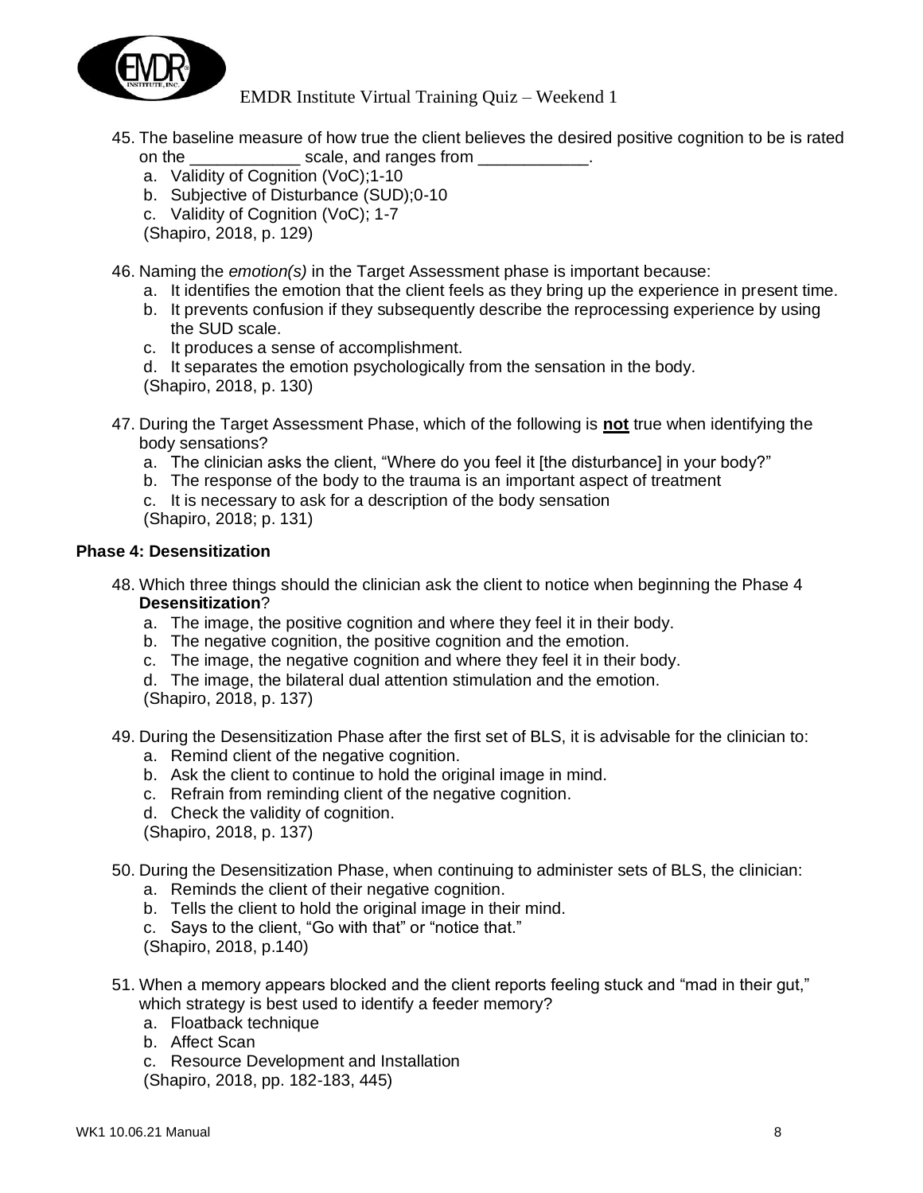45. The baseline measure of how true the client believes the desired positive cognition to be is rated on the ____________ scale, and ranges from ____________.
    a. Validity of Cognition (VoC);1-10
    b. Subjective of Disturbance (SUD);0-10
    c. Validity of Cognition (VoC); 1-7
    (Shapiro, 2018, p. 129)

46. Naming the *emotion(s)* in the Target Assessment phase is important because:
    a. It identifies the emotion that the client feels as they bring up the experience in present time.
    b. It prevents confusion if they subsequently describe the reprocessing experience by using the SUD scale.
    c. It produces a sense of accomplishment.
    d. It separates the emotion psychologically from the sensation in the body.
    (Shapiro, 2018, p. 130)

47. During the Target Assessment Phase, which of the following is **not** true when identifying the body sensations?
    a. The clinician asks the client, "Where do you feel it [the disturbance] in your body?"
    b. The response of the body to the trauma is an important aspect of treatment
    c. It is necessary to ask for a description of the body sensation
    (Shapiro, 2018; p. 131)

### Phase 4: Desensitization

48. Which three things should the clinician ask the client to notice when beginning the Phase 4 **Desensitization**?
    a. The image, the positive cognition and where they feel it in their body.
    b. The negative cognition, the positive cognition and the emotion.
    c. The image, the negative cognition and where they feel it in their body.
    d. The image, the bilateral dual attention stimulation and the emotion.
    (Shapiro, 2018, p. 137)

49. During the Desensitization Phase after the first set of BLS, it is advisable for the clinician to:
    a. Remind client of the negative cognition.
    b. Ask the client to continue to hold the original image in mind.
    c. Refrain from reminding client of the negative cognition.
    d. Check the validity of cognition.
    (Shapiro, 2018, p. 137)

50. During the Desensitization Phase, when continuing to administer sets of BLS, the clinician:
    a. Reminds the client of their negative cognition.
    b. Tells the client to hold the original image in their mind.
    c. Says to the client, "Go with that" or "notice that."
    (Shapiro, 2018, p.140)

51. When a memory appears blocked and the client reports feeling stuck and "mad in their gut," which strategy is best used to identify a feeder memory?
    a. Floatback technique
    b. Affect Scan
    c. Resource Development and Installation
    (Shapiro, 2018, pp. 182-183, 445)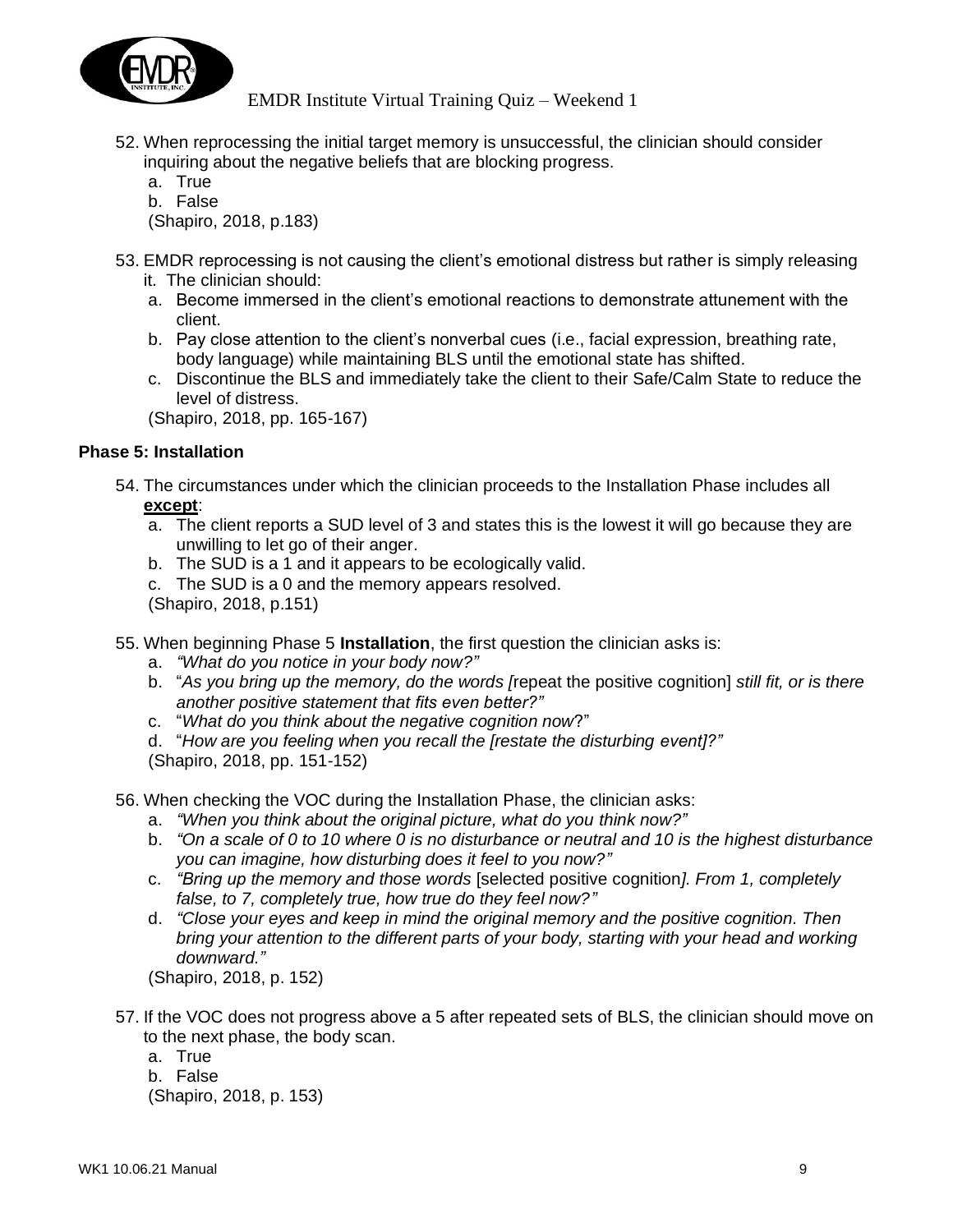52. When reprocessing the initial target memory is unsuccessful, the clinician should consider inquiring about the negative beliefs that are blocking progress.
    a. True
    b. False
    (Shapiro, 2018, p.183)

53. EMDR reprocessing is not causing the client's emotional distress but rather is simply releasing it. The clinician should:
    a. Become immersed in the client's emotional reactions to demonstrate attunement with the client.
    b. Pay close attention to the client's nonverbal cues (i.e., facial expression, breathing rate, body language) while maintaining BLS until the emotional state has shifted.
    c. Discontinue the BLS and immediately take the client to their Safe/Calm State to reduce the level of distress.
    (Shapiro, 2018, pp. 165-167)

**Phase 5: Installation**

54. The circumstances under which the clinician proceeds to the Installation Phase includes all **except**:
    a. The client reports a SUD level of 3 and states this is the lowest it will go because they are unwilling to let go of their anger.
    b. The SUD is a 1 and it appears to be ecologically valid.
    c. The SUD is a 0 and the memory appears resolved.
    (Shapiro, 2018, p.151)

55. When beginning Phase 5 **Installation**, the first question the clinician asks is:
    a. *"What do you notice in your body now?"*
    b. "*As you bring up the memory, do the words [*repeat the positive cognition] *still fit, or is there another positive statement that fits even better?"*
    c. "*What do you think about the negative cognition now*?"
    d. "*How are you feeling when you recall the [restate the disturbing event]?"*
    (Shapiro, 2018, pp. 151-152)

56. When checking the VOC during the Installation Phase, the clinician asks:
    a. *"When you think about the original picture, what do you think now?"*
    b. *"On a scale of 0 to 10 where 0 is no disturbance or neutral and 10 is the highest disturbance you can imagine, how disturbing does it feel to you now?"*
    c. *"Bring up the memory and those words* [selected positive cognition*]. From 1, completely false, to 7, completely true, how true do they feel now?"*
    d. *"Close your eyes and keep in mind the original memory and the positive cognition. Then bring your attention to the different parts of your body, starting with your head and working downward."*
    (Shapiro, 2018, p. 152)

57. If the VOC does not progress above a 5 after repeated sets of BLS, the clinician should move on to the next phase, the body scan.
    a. True
    b. False
    (Shapiro, 2018, p. 153)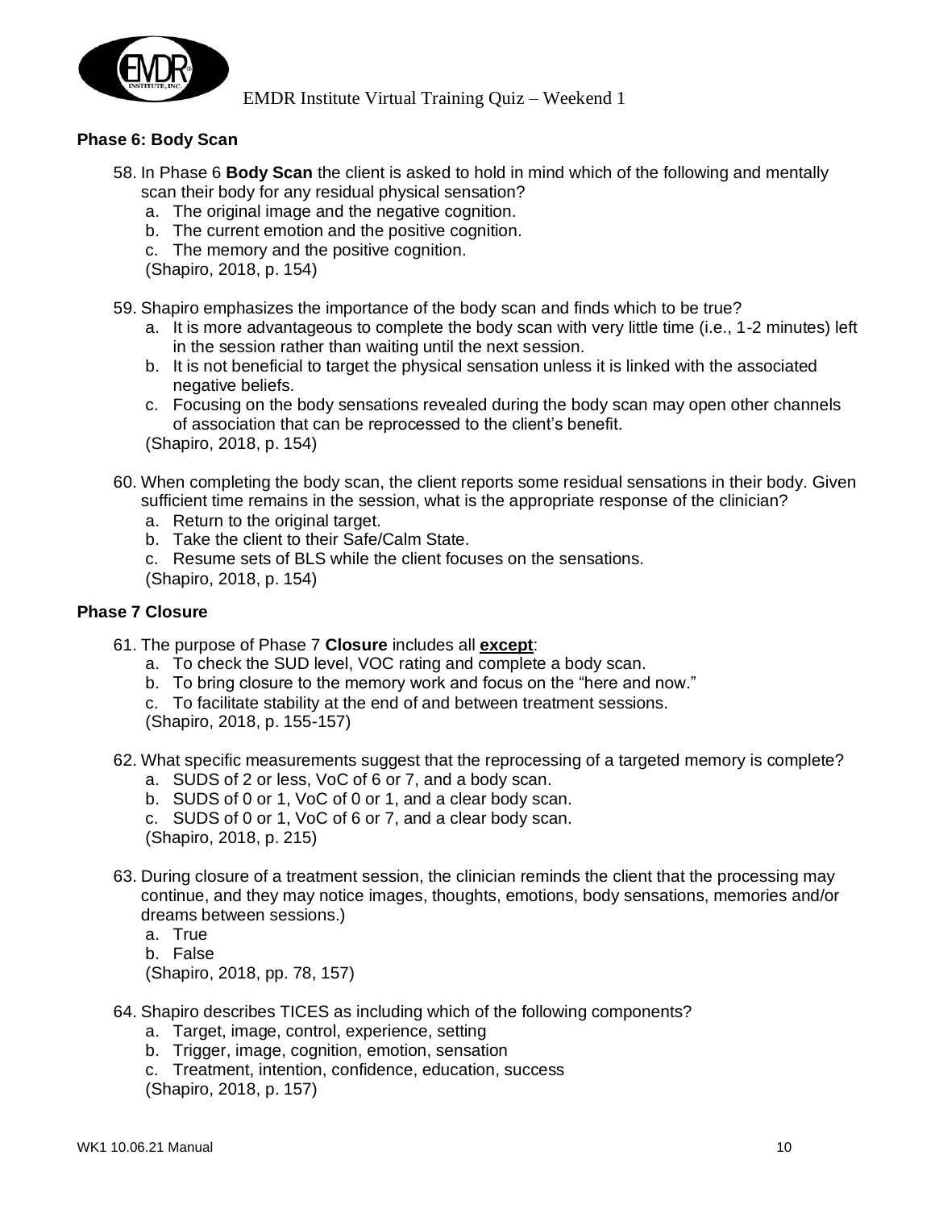## Phase 6: Body Scan

58. In Phase 6 **Body Scan** the client is asked to hold in mind which of the following and mentally scan their body for any residual physical sensation?
    a. The original image and the negative cognition.
    b. The current emotion and the positive cognition.
    c. The memory and the positive cognition.
    (Shapiro, 2018, p. 154)

59. Shapiro emphasizes the importance of the body scan and finds which to be true?
    a. It is more advantageous to complete the body scan with very little time (i.e., 1-2 minutes) left in the session rather than waiting until the next session.
    b. It is not beneficial to target the physical sensation unless it is linked with the associated negative beliefs.
    c. Focusing on the body sensations revealed during the body scan may open other channels of association that can be reprocessed to the client's benefit.
    (Shapiro, 2018, p. 154)

60. When completing the body scan, the client reports some residual sensations in their body. Given sufficient time remains in the session, what is the appropriate response of the clinician?
    a. Return to the original target.
    b. Take the client to their Safe/Calm State.
    c. Resume sets of BLS while the client focuses on the sensations.
    (Shapiro, 2018, p. 154)

## Phase 7 Closure

61. The purpose of Phase 7 **Closure** includes all **<u>except</u>**:
    a. To check the SUD level, VOC rating and complete a body scan.
    b. To bring closure to the memory work and focus on the "here and now."
    c. To facilitate stability at the end of and between treatment sessions.
    (Shapiro, 2018, p. 155-157)

62. What specific measurements suggest that the reprocessing of a targeted memory is complete?
    a. SUDS of 2 or less, VoC of 6 or 7, and a body scan.
    b. SUDS of 0 or 1, VoC of 0 or 1, and a clear body scan.
    c. SUDS of 0 or 1, VoC of 6 or 7, and a clear body scan.
    (Shapiro, 2018, p. 215)

63. During closure of a treatment session, the clinician reminds the client that the processing may continue, and they may notice images, thoughts, emotions, body sensations, memories and/or dreams between sessions.)
    a. True
    b. False
    (Shapiro, 2018, pp. 78, 157)

64. Shapiro describes TICES as including which of the following components?
    a. Target, image, control, experience, setting
    b. Trigger, image, cognition, emotion, sensation
    c. Treatment, intention, confidence, education, success
    (Shapiro, 2018, p. 157)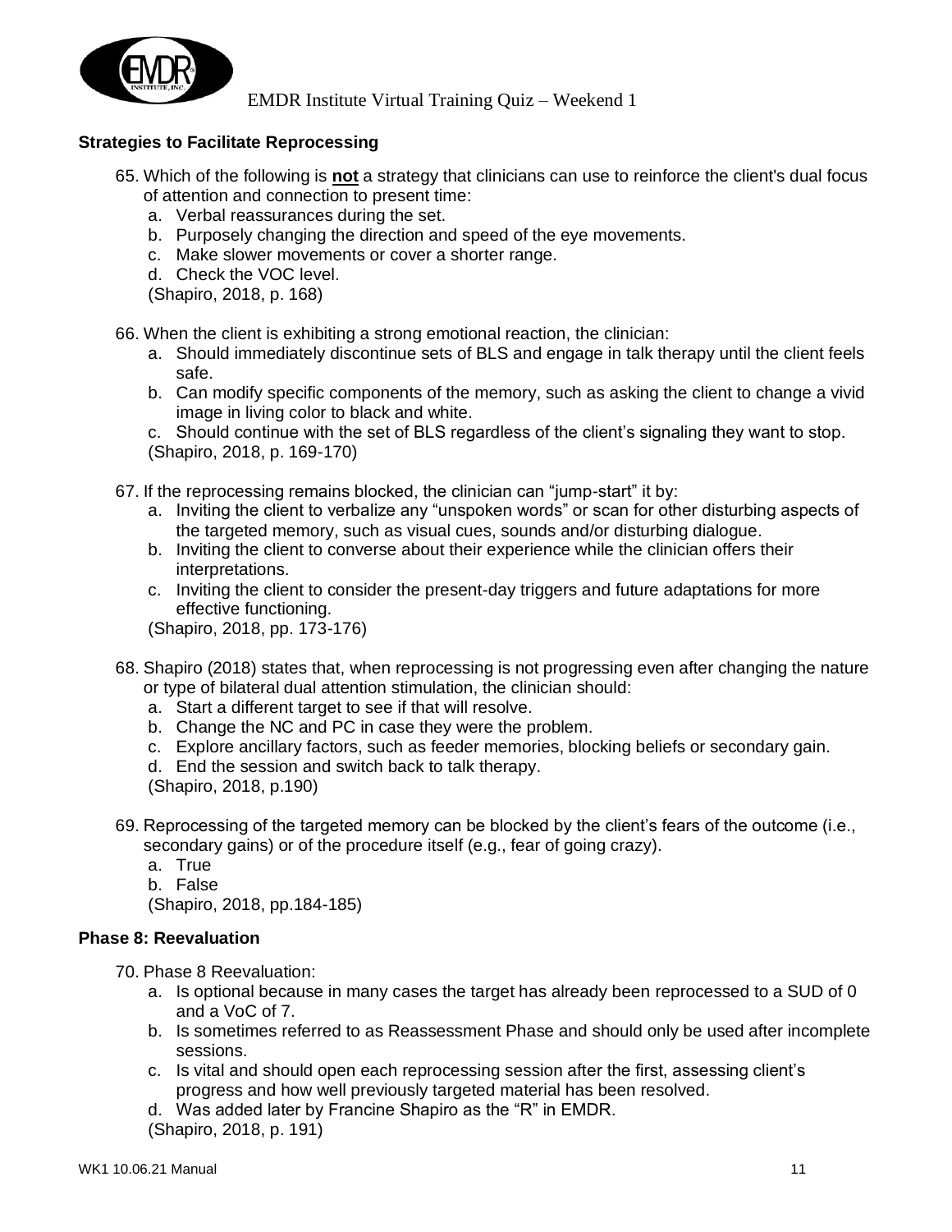## Strategies to Facilitate Reprocessing

65. Which of the following is **not** a strategy that clinicians can use to reinforce the client's dual focus of attention and connection to present time:
    a. Verbal reassurances during the set.
    b. Purposely changing the direction and speed of the eye movements.
    c. Make slower movements or cover a shorter range.
    d. Check the VOC level.
    (Shapiro, 2018, p. 168)

66. When the client is exhibiting a strong emotional reaction, the clinician:
    a. Should immediately discontinue sets of BLS and engage in talk therapy until the client feels safe.
    b. Can modify specific components of the memory, such as asking the client to change a vivid image in living color to black and white.
    c. Should continue with the set of BLS regardless of the client's signaling they want to stop.
    (Shapiro, 2018, p. 169-170)

67. If the reprocessing remains blocked, the clinician can "jump-start" it by:
    a. Inviting the client to verbalize any "unspoken words" or scan for other disturbing aspects of the targeted memory, such as visual cues, sounds and/or disturbing dialogue.
    b. Inviting the client to converse about their experience while the clinician offers their interpretations.
    c. Inviting the client to consider the present-day triggers and future adaptations for more effective functioning.
    (Shapiro, 2018, pp. 173-176)

68. Shapiro (2018) states that, when reprocessing is not progressing even after changing the nature or type of bilateral dual attention stimulation, the clinician should:
    a. Start a different target to see if that will resolve.
    b. Change the NC and PC in case they were the problem.
    c. Explore ancillary factors, such as feeder memories, blocking beliefs or secondary gain.
    d. End the session and switch back to talk therapy.
    (Shapiro, 2018, p.190)

69. Reprocessing of the targeted memory can be blocked by the client's fears of the outcome (i.e., secondary gains) or of the procedure itself (e.g., fear of going crazy).
    a. True
    b. False
    (Shapiro, 2018, pp.184-185)

## Phase 8: Reevaluation

70. Phase 8 Reevaluation:
    a. Is optional because in many cases the target has already been reprocessed to a SUD of 0 and a VoC of 7.
    b. Is sometimes referred to as Reassessment Phase and should only be used after incomplete sessions.
    c. Is vital and should open each reprocessing session after the first, assessing client's progress and how well previously targeted material has been resolved.
    d. Was added later by Francine Shapiro as the "R" in EMDR.
    (Shapiro, 2018, p. 191)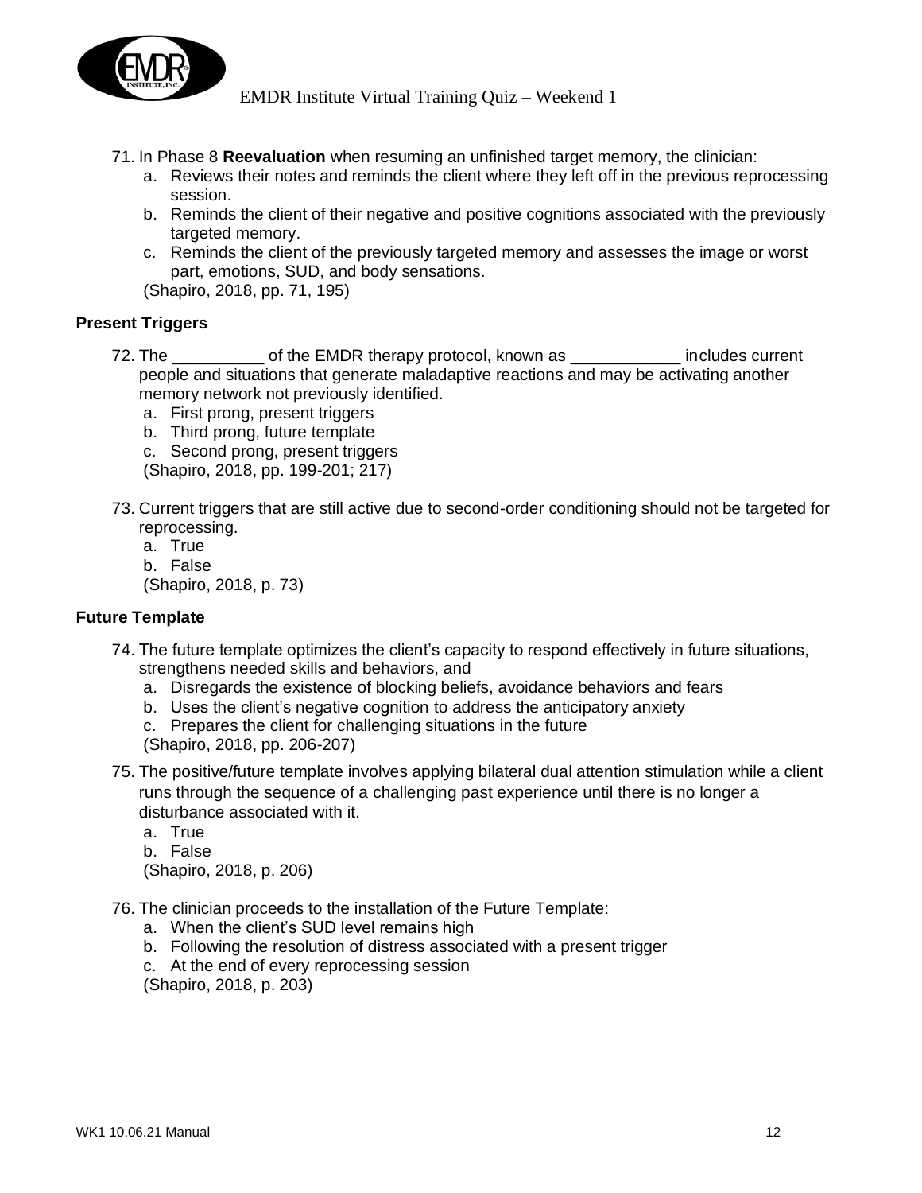71. In Phase 8 **Reevaluation** when resuming an unfinished target memory, the clinician:
    a. Reviews their notes and reminds the client where they left off in the previous reprocessing session.
    b. Reminds the client of their negative and positive cognitions associated with the previously targeted memory.
    c. Reminds the client of the previously targeted memory and assesses the image or worst part, emotions, SUD, and body sensations.
    (Shapiro, 2018, pp. 71, 195)

### Present Triggers

72. The __________ of the EMDR therapy protocol, known as ____________ includes current people and situations that generate maladaptive reactions and may be activating another memory network not previously identified.
    a. First prong, present triggers
    b. Third prong, future template
    c. Second prong, present triggers
    (Shapiro, 2018, pp. 199-201; 217)

73. Current triggers that are still active due to second-order conditioning should not be targeted for reprocessing.
    a. True
    b. False
    (Shapiro, 2018, p. 73)

### Future Template

74. The future template optimizes the client's capacity to respond effectively in future situations, strengthens needed skills and behaviors, and
    a. Disregards the existence of blocking beliefs, avoidance behaviors and fears
    b. Uses the client's negative cognition to address the anticipatory anxiety
    c. Prepares the client for challenging situations in the future
    (Shapiro, 2018, pp. 206-207)

75. The positive/future template involves applying bilateral dual attention stimulation while a client runs through the sequence of a challenging past experience until there is no longer a disturbance associated with it.
    a. True
    b. False
    (Shapiro, 2018, p. 206)

76. The clinician proceeds to the installation of the Future Template:
    a. When the client's SUD level remains high
    b. Following the resolution of distress associated with a present trigger
    c. At the end of every reprocessing session
    (Shapiro, 2018, p. 203)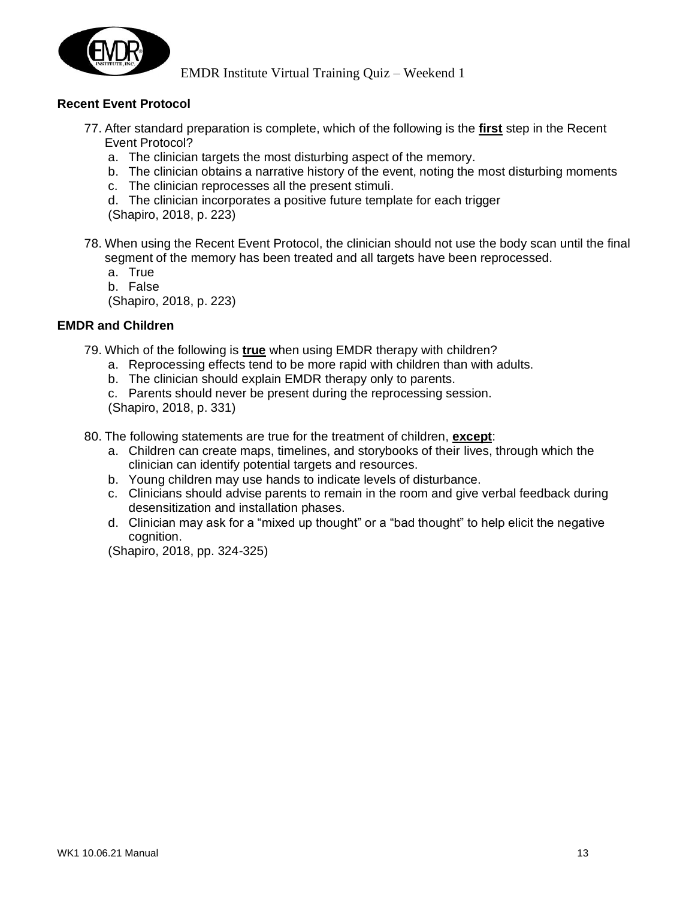## Recent Event Protocol

77. After standard preparation is complete, which of the following is the **first** step in the Recent Event Protocol?
    a. The clinician targets the most disturbing aspect of the memory.
    b. The clinician obtains a narrative history of the event, noting the most disturbing moments
    c. The clinician reprocesses all the present stimuli.
    d. The clinician incorporates a positive future template for each trigger
    (Shapiro, 2018, p. 223)

78. When using the Recent Event Protocol, the clinician should not use the body scan until the final segment of the memory has been treated and all targets have been reprocessed.
    a. True
    b. False
    (Shapiro, 2018, p. 223)

## EMDR and Children

79. Which of the following is **true** when using EMDR therapy with children?
    a. Reprocessing effects tend to be more rapid with children than with adults.
    b. The clinician should explain EMDR therapy only to parents.
    c. Parents should never be present during the reprocessing session.
    (Shapiro, 2018, p. 331)

80. The following statements are true for the treatment of children, **except**:
    a. Children can create maps, timelines, and storybooks of their lives, through which the clinician can identify potential targets and resources.
    b. Young children may use hands to indicate levels of disturbance.
    c. Clinicians should advise parents to remain in the room and give verbal feedback during desensitization and installation phases.
    d. Clinician may ask for a “mixed up thought” or a “bad thought” to help elicit the negative cognition.
    (Shapiro, 2018, pp. 324-325)